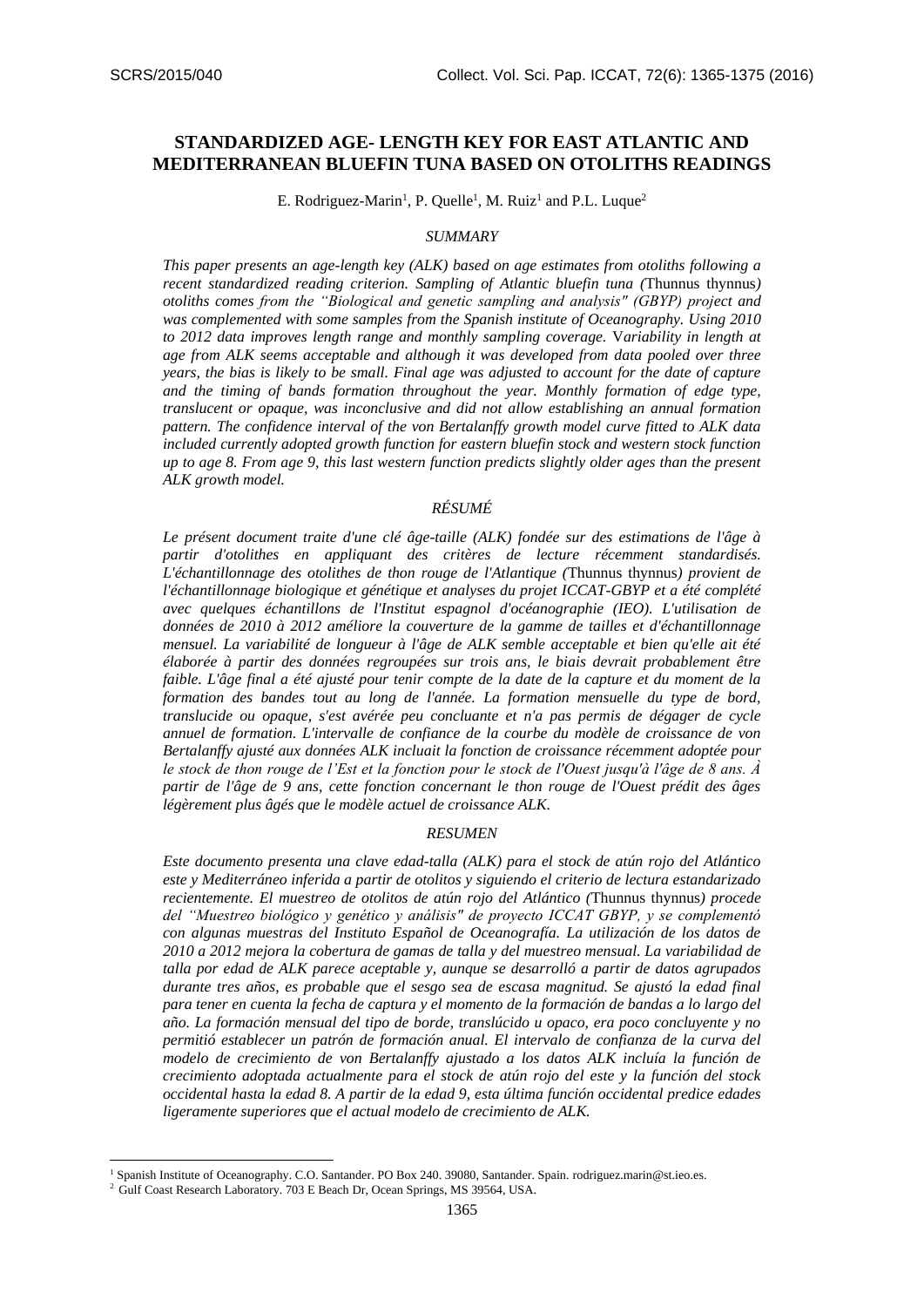# STANDARDIZED AGE- LENGTH KEY FOR EAST ATLANTIC AND MEDITERRANEAN BLUEFIN TUNA BASED ON OTOLITHS READINGS

E. Rodriguez-Marin[1], P. Quelle[1], M. Ruiz[1] and P.L. Luque[2]

## *SUMMARY*

*This paper presents an age-length key (ALK) based on age estimates from otoliths following a recent standardized reading criterion. Sampling of Atlantic bluefin tuna (*Thunnus thynnus*) otoliths comes from the "Biological and genetic sampling and analysis" (GBYP) project and was complemented with some samples from the Spanish institute of Oceanography. Using 2010 to 2012 data improves length range and monthly sampling coverage. Variability in length at age from ALK seems acceptable and although it was developed from data pooled over three years, the bias is likely to be small. Final age was adjusted to account for the date of capture and the timing of bands formation throughout the year. Monthly formation of edge type, translucent or opaque, was inconclusive and did not allow establishing an annual formation pattern. The confidence interval of the von Bertalanffy growth model curve fitted to ALK data included currently adopted growth function for eastern bluefin stock and western stock function up to age 8. From age 9, this last western function predicts slightly older ages than the present ALK growth model.*

## *RÉSUMÉ*

*Le présent document traite d'une clé âge-taille (ALK) fondée sur des estimations de l'âge à partir d'otolithes en appliquant des critères de lecture récemment standardisés. L'échantillonnage des otolithes de thon rouge de l'Atlantique (*Thunnus thynnus*) provient de l'échantillonnage biologique et génétique et analyses du projet ICCAT-GBYP et a été complété avec quelques échantillons de l'Institut espagnol d'océanographie (IEO). L'utilisation de données de 2010 à 2012 améliore la couverture de la gamme de tailles et d'échantillonnage mensuel. La variabilité de longueur à l'âge de ALK semble acceptable et bien qu'elle ait été élaborée à partir des données regroupées sur trois ans, le biais devrait probablement être faible. L'âge final a été ajusté pour tenir compte de la date de la capture et du moment de la formation des bandes tout au long de l'année. La formation mensuelle du type de bord, translucide ou opaque, s'est avérée peu concluante et n'a pas permis de dégager de cycle annuel de formation. L'intervalle de confiance de la courbe du modèle de croissance de von Bertalanffy ajusté aux données ALK incluait la fonction de croissance récemment adoptée pour le stock de thon rouge de l'Est et la fonction pour le stock de l'Ouest jusqu'à l'âge de 8 ans. À partir de l'âge de 9 ans, cette fonction concernant le thon rouge de l'Ouest prédit des âges légèrement plus âgés que le modèle actuel de croissance ALK.*

## *RESUMEN*

*Este documento presenta una clave edad-talla (ALK) para el stock de atún rojo del Atlántico este y Mediterráneo inferida a partir de otolitos y siguiendo el criterio de lectura estandarizado recientemente. El muestreo de otolitos de atún rojo del Atlántico (*Thunnus thynnus*) procede del "Muestreo biológico y genético y análisis" de proyecto ICCAT GBYP, y se complementó con algunas muestras del Instituto Español de Oceanografía. La utilización de los datos de 2010 a 2012 mejora la cobertura de gamas de talla y del muestreo mensual. La variabilidad de talla por edad de ALK parece aceptable y, aunque se desarrolló a partir de datos agrupados durante tres años, es probable que el sesgo sea de escasa magnitud. Se ajustó la edad final para tener en cuenta la fecha de captura y el momento de la formación de bandas a lo largo del año. La formación mensual del tipo de borde, translúcido u opaco, era poco concluyente y no permitió establecer un patrón de formación anual. El intervalo de confianza de la curva del modelo de crecimiento de von Bertalanffy ajustado a los datos ALK incluía la función de crecimiento adoptada actualmente para el stock de atún rojo del este y la función del stock occidental hasta la edad 8. A partir de la edad 9, esta última función occidental predice edades ligeramente superiores que el actual modelo de crecimiento de ALK.*

---

[1] Spanish Institute of Oceanography. C.O. Santander. PO Box 240. 39080, Santander. Spain. rodriguez.marin@st.ieo.es.

[2] Gulf Coast Research Laboratory. 703 E Beach Dr, Ocean Springs, MS 39564, USA.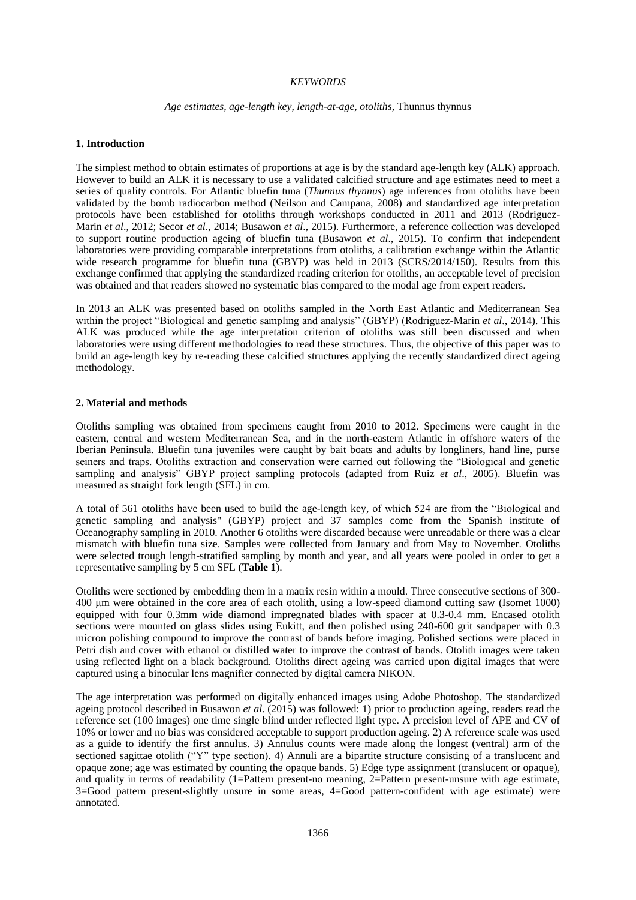*KEYWORDS*

*Age estimates, age-length key, length-at-age, otoliths,* Thunnus thynnus

## 1. Introduction

The simplest method to obtain estimates of proportions at age is by the standard age-length key (ALK) approach. However to build an ALK it is necessary to use a validated calcified structure and age estimates need to meet a series of quality controls. For Atlantic bluefin tuna (*Thunnus thynnus*) age inferences from otoliths have been validated by the bomb radiocarbon method (Neilson and Campana, 2008) and standardized age interpretation protocols have been established for otoliths through workshops conducted in 2011 and 2013 (Rodriguez-Marin *et al*., 2012; Secor *et al*., 2014; Busawon *et al*., 2015). Furthermore, a reference collection was developed to support routine production ageing of bluefin tuna (Busawon *et al*., 2015). To confirm that independent laboratories were providing comparable interpretations from otoliths, a calibration exchange within the Atlantic wide research programme for bluefin tuna (GBYP) was held in 2013 (SCRS/2014/150). Results from this exchange confirmed that applying the standardized reading criterion for otoliths, an acceptable level of precision was obtained and that readers showed no systematic bias compared to the modal age from expert readers.

In 2013 an ALK was presented based on otoliths sampled in the North East Atlantic and Mediterranean Sea within the project "Biological and genetic sampling and analysis" (GBYP) (Rodriguez-Marin *et al*., 2014). This ALK was produced while the age interpretation criterion of otoliths was still been discussed and when laboratories were using different methodologies to read these structures. Thus, the objective of this paper was to build an age-length key by re-reading these calcified structures applying the recently standardized direct ageing methodology.

## 2. Material and methods

Otoliths sampling was obtained from specimens caught from 2010 to 2012. Specimens were caught in the eastern, central and western Mediterranean Sea, and in the north-eastern Atlantic in offshore waters of the Iberian Peninsula. Bluefin tuna juveniles were caught by bait boats and adults by longliners, hand line, purse seiners and traps. Otoliths extraction and conservation were carried out following the "Biological and genetic sampling and analysis" GBYP project sampling protocols (adapted from Ruiz *et al*., 2005). Bluefin was measured as straight fork length (SFL) in cm.

A total of 561 otoliths have been used to build the age-length key, of which 524 are from the "Biological and genetic sampling and analysis" (GBYP) project and 37 samples come from the Spanish institute of Oceanography sampling in 2010. Another 6 otoliths were discarded because were unreadable or there was a clear mismatch with bluefin tuna size. Samples were collected from January and from May to November. Otoliths were selected trough length-stratified sampling by month and year, and all years were pooled in order to get a representative sampling by 5 cm SFL (**Table 1**).

Otoliths were sectioned by embedding them in a matrix resin within a mould. Three consecutive sections of 300-400 µm were obtained in the core area of each otolith, using a low-speed diamond cutting saw (Isomet 1000) equipped with four 0.3mm wide diamond impregnated blades with spacer at 0.3-0.4 mm. Encased otolith sections were mounted on glass slides using Eukitt, and then polished using 240-600 grit sandpaper with 0.3 micron polishing compound to improve the contrast of bands before imaging. Polished sections were placed in Petri dish and cover with ethanol or distilled water to improve the contrast of bands. Otolith images were taken using reflected light on a black background. Otoliths direct ageing was carried upon digital images that were captured using a binocular lens magnifier connected by digital camera NIKON.

The age interpretation was performed on digitally enhanced images using Adobe Photoshop. The standardized ageing protocol described in Busawon *et al*. (2015) was followed: 1) prior to production ageing, readers read the reference set (100 images) one time single blind under reflected light type. A precision level of APE and CV of 10% or lower and no bias was considered acceptable to support production ageing. 2) A reference scale was used as a guide to identify the first annulus. 3) Annulus counts were made along the longest (ventral) arm of the sectioned sagittae otolith ("Y" type section). 4) Annuli are a bipartite structure consisting of a translucent and opaque zone; age was estimated by counting the opaque bands. 5) Edge type assignment (translucent or opaque), and quality in terms of readability (1=Pattern present-no meaning, 2=Pattern present-unsure with age estimate, 3=Good pattern present-slightly unsure in some areas, 4=Good pattern-confident with age estimate) were annotated.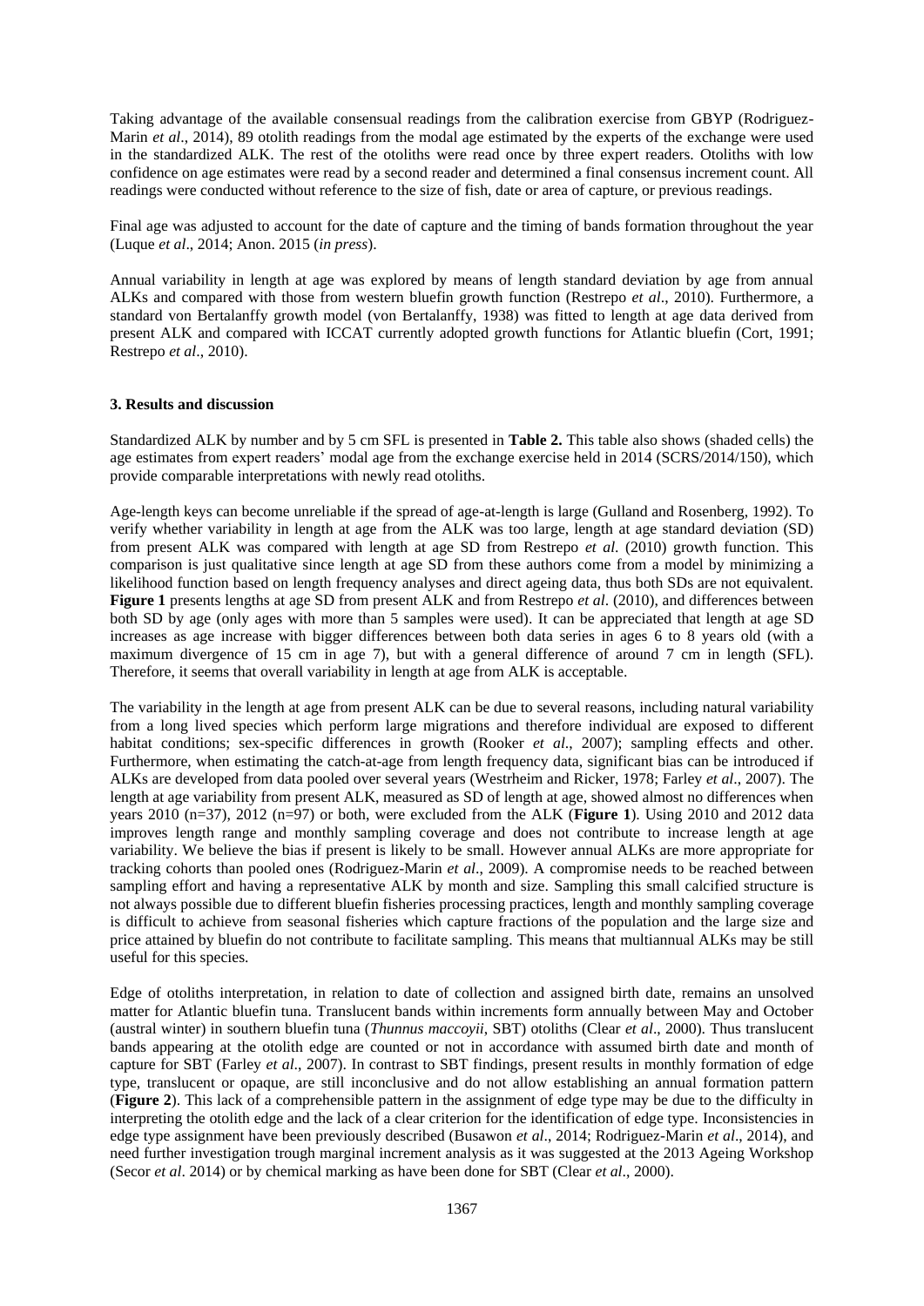Taking advantage of the available consensual readings from the calibration exercise from GBYP (Rodriguez-Marin *et al*., 2014), 89 otolith readings from the modal age estimated by the experts of the exchange were used in the standardized ALK. The rest of the otoliths were read once by three expert readers. Otoliths with low confidence on age estimates were read by a second reader and determined a final consensus increment count. All readings were conducted without reference to the size of fish, date or area of capture, or previous readings.

Final age was adjusted to account for the date of capture and the timing of bands formation throughout the year (Luque *et al*., 2014; Anon. 2015 (*in press*).

Annual variability in length at age was explored by means of length standard deviation by age from annual ALKs and compared with those from western bluefin growth function (Restrepo *et al*., 2010). Furthermore, a standard von Bertalanffy growth model (von Bertalanffy, 1938) was fitted to length at age data derived from present ALK and compared with ICCAT currently adopted growth functions for Atlantic bluefin (Cort, 1991; Restrepo *et al*., 2010).

## 3. Results and discussion

Standardized ALK by number and by 5 cm SFL is presented in **Table 2.** This table also shows (shaded cells) the age estimates from expert readers' modal age from the exchange exercise held in 2014 (SCRS/2014/150), which provide comparable interpretations with newly read otoliths.

Age-length keys can become unreliable if the spread of age-at-length is large (Gulland and Rosenberg, 1992). To verify whether variability in length at age from the ALK was too large, length at age standard deviation (SD) from present ALK was compared with length at age SD from Restrepo *et al*. (2010) growth function. This comparison is just qualitative since length at age SD from these authors come from a model by minimizing a likelihood function based on length frequency analyses and direct ageing data, thus both SDs are not equivalent. **Figure 1** presents lengths at age SD from present ALK and from Restrepo *et al*. (2010), and differences between both SD by age (only ages with more than 5 samples were used). It can be appreciated that length at age SD increases as age increase with bigger differences between both data series in ages 6 to 8 years old (with a maximum divergence of 15 cm in age 7), but with a general difference of around 7 cm in length (SFL). Therefore, it seems that overall variability in length at age from ALK is acceptable.

The variability in the length at age from present ALK can be due to several reasons, including natural variability from a long lived species which perform large migrations and therefore individual are exposed to different habitat conditions; sex-specific differences in growth (Rooker *et al*., 2007); sampling effects and other. Furthermore, when estimating the catch-at-age from length frequency data, significant bias can be introduced if ALKs are developed from data pooled over several years (Westrheim and Ricker, 1978; Farley *et al*., 2007). The length at age variability from present ALK, measured as SD of length at age, showed almost no differences when years 2010 (n=37), 2012 (n=97) or both, were excluded from the ALK (**Figure 1**). Using 2010 and 2012 data improves length range and monthly sampling coverage and does not contribute to increase length at age variability. We believe the bias if present is likely to be small. However annual ALKs are more appropriate for tracking cohorts than pooled ones (Rodriguez-Marin *et al*., 2009). A compromise needs to be reached between sampling effort and having a representative ALK by month and size. Sampling this small calcified structure is not always possible due to different bluefin fisheries processing practices, length and monthly sampling coverage is difficult to achieve from seasonal fisheries which capture fractions of the population and the large size and price attained by bluefin do not contribute to facilitate sampling. This means that multiannual ALKs may be still useful for this species.

Edge of otoliths interpretation, in relation to date of collection and assigned birth date, remains an unsolved matter for Atlantic bluefin tuna. Translucent bands within increments form annually between May and October (austral winter) in southern bluefin tuna (*Thunnus maccoyii*, SBT) otoliths (Clear *et al*., 2000). Thus translucent bands appearing at the otolith edge are counted or not in accordance with assumed birth date and month of capture for SBT (Farley *et al*., 2007). In contrast to SBT findings, present results in monthly formation of edge type, translucent or opaque, are still inconclusive and do not allow establishing an annual formation pattern (**Figure 2**). This lack of a comprehensible pattern in the assignment of edge type may be due to the difficulty in interpreting the otolith edge and the lack of a clear criterion for the identification of edge type. Inconsistencies in edge type assignment have been previously described (Busawon *et al*., 2014; Rodriguez-Marin *et al*., 2014), and need further investigation trough marginal increment analysis as it was suggested at the 2013 Ageing Workshop (Secor *et al*. 2014) or by chemical marking as have been done for SBT (Clear *et al*., 2000).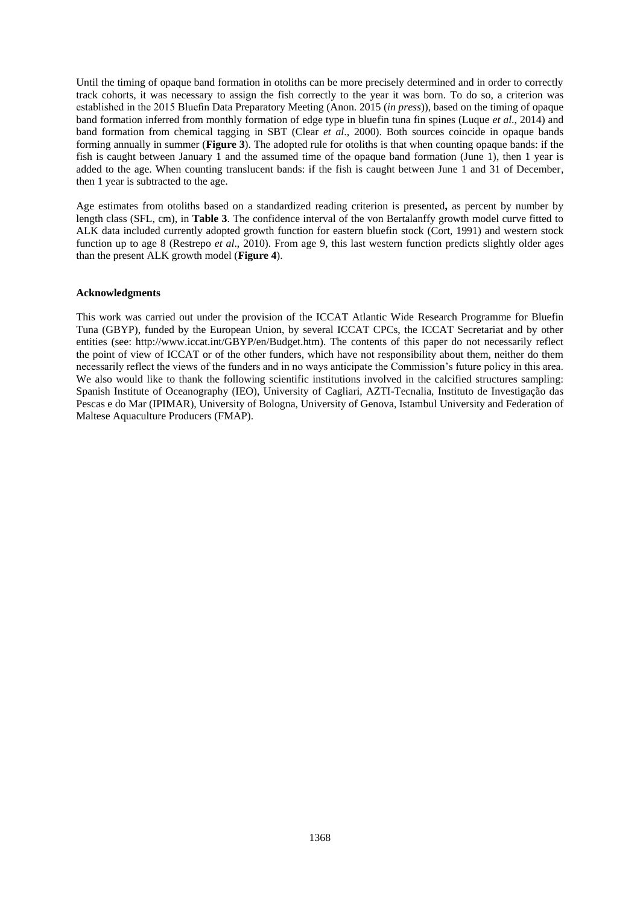Until the timing of opaque band formation in otoliths can be more precisely determined and in order to correctly track cohorts, it was necessary to assign the fish correctly to the year it was born. To do so, a criterion was established in the 2015 Bluefin Data Preparatory Meeting (Anon. 2015 (*in press*)), based on the timing of opaque band formation inferred from monthly formation of edge type in bluefin tuna fin spines (Luque *et al*., 2014) and band formation from chemical tagging in SBT (Clear *et al*., 2000). Both sources coincide in opaque bands forming annually in summer (**Figure 3**). The adopted rule for otoliths is that when counting opaque bands: if the fish is caught between January 1 and the assumed time of the opaque band formation (June 1), then 1 year is added to the age. When counting translucent bands: if the fish is caught between June 1 and 31 of December, then 1 year is subtracted to the age.

Age estimates from otoliths based on a standardized reading criterion is presented**,** as percent by number by length class (SFL, cm), in **Table 3**. The confidence interval of the von Bertalanffy growth model curve fitted to ALK data included currently adopted growth function for eastern bluefin stock (Cort, 1991) and western stock function up to age 8 (Restrepo *et al*., 2010). From age 9, this last western function predicts slightly older ages than the present ALK growth model (**Figure 4**).

**Acknowledgments**

This work was carried out under the provision of the ICCAT Atlantic Wide Research Programme for Bluefin Tuna (GBYP), funded by the European Union, by several ICCAT CPCs, the ICCAT Secretariat and by other entities (see: http://www.iccat.int/GBYP/en/Budget.htm). The contents of this paper do not necessarily reflect the point of view of ICCAT or of the other funders, which have not responsibility about them, neither do them necessarily reflect the views of the funders and in no ways anticipate the Commission's future policy in this area. We also would like to thank the following scientific institutions involved in the calcified structures sampling: Spanish Institute of Oceanography (IEO), University of Cagliari, AZTI-Tecnalia, Instituto de Investigação das Pescas e do Mar (IPIMAR), University of Bologna, University of Genova, Istambul University and Federation of Maltese Aquaculture Producers (FMAP).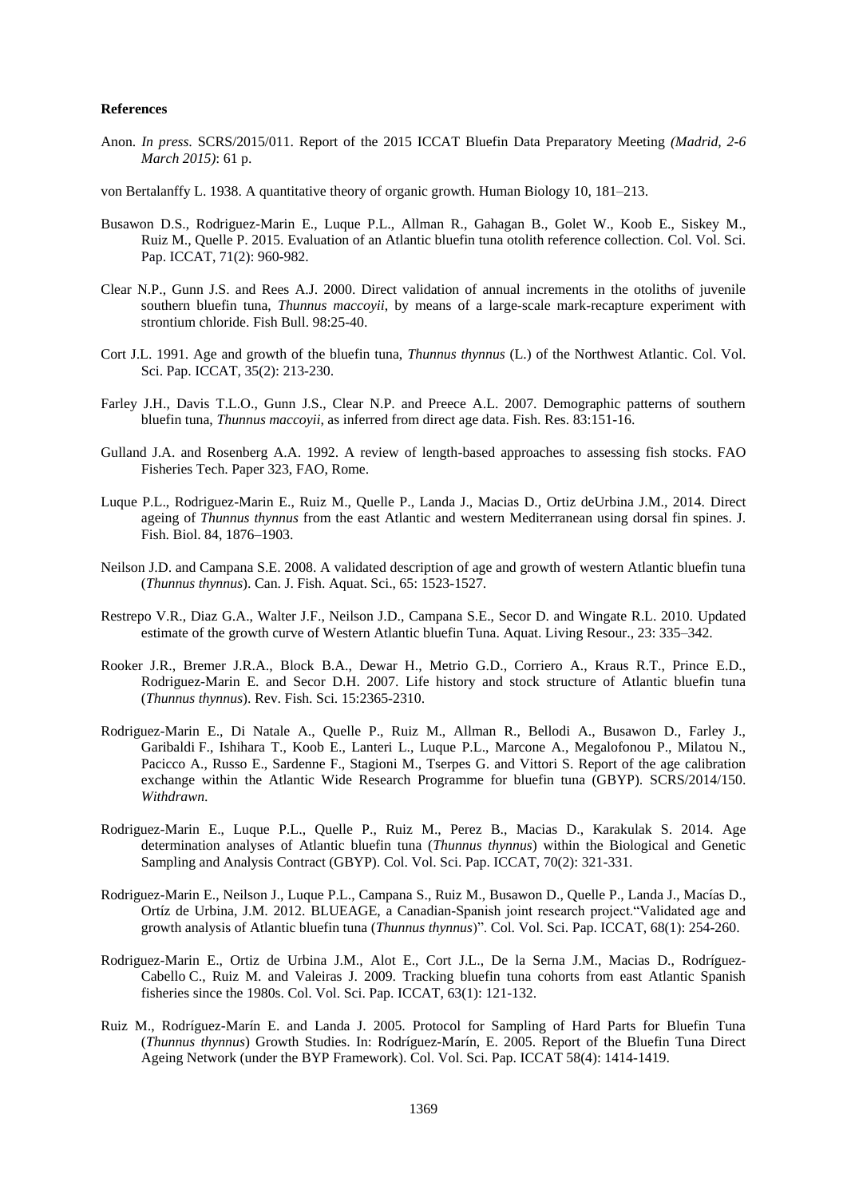**References**

Anon. *In press.* SCRS/2015/011. Report of the 2015 ICCAT Bluefin Data Preparatory Meeting *(Madrid, 2-6 March 2015)*: 61 p.

von Bertalanffy L. 1938. A quantitative theory of organic growth. Human Biology 10, 181–213.

Busawon D.S., Rodriguez-Marin E., Luque P.L., Allman R., Gahagan B., Golet W., Koob E., Siskey M., Ruiz M., Quelle P. 2015. Evaluation of an Atlantic bluefin tuna otolith reference collection. Col. Vol. Sci. Pap. ICCAT, 71(2): 960-982.

Clear N.P., Gunn J.S. and Rees A.J. 2000. Direct validation of annual increments in the otoliths of juvenile southern bluefin tuna, *Thunnus maccoyii*, by means of a large-scale mark-recapture experiment with strontium chloride. Fish Bull. 98:25-40.

Cort J.L. 1991. Age and growth of the bluefin tuna, *Thunnus thynnus* (L.) of the Northwest Atlantic. Col. Vol. Sci. Pap. ICCAT, 35(2): 213-230.

Farley J.H., Davis T.L.O., Gunn J.S., Clear N.P. and Preece A.L. 2007. Demographic patterns of southern bluefin tuna, *Thunnus maccoyii*, as inferred from direct age data. Fish. Res. 83:151-16.

Gulland J.A. and Rosenberg A.A. 1992. A review of length-based approaches to assessing fish stocks. FAO Fisheries Tech. Paper 323, FAO, Rome.

Luque P.L., Rodriguez-Marin E., Ruiz M., Quelle P., Landa J., Macias D., Ortiz deUrbina J.M., 2014. Direct ageing of *Thunnus thynnus* from the east Atlantic and western Mediterranean using dorsal fin spines. J. Fish. Biol. 84, 1876–1903.

Neilson J.D. and Campana S.E. 2008. A validated description of age and growth of western Atlantic bluefin tuna (*Thunnus thynnus*). Can. J. Fish. Aquat. Sci., 65: 1523-1527.

Restrepo V.R., Diaz G.A., Walter J.F., Neilson J.D., Campana S.E., Secor D. and Wingate R.L. 2010. Updated estimate of the growth curve of Western Atlantic bluefin Tuna. Aquat. Living Resour., 23: 335–342.

Rooker J.R., Bremer J.R.A., Block B.A., Dewar H., Metrio G.D., Corriero A., Kraus R.T., Prince E.D., Rodriguez-Marin E. and Secor D.H. 2007. Life history and stock structure of Atlantic bluefin tuna (*Thunnus thynnus*). Rev. Fish. Sci. 15:2365-2310.

Rodriguez-Marin E., Di Natale A., Quelle P., Ruiz M., Allman R., Bellodi A., Busawon D., Farley J., Garibaldi F., Ishihara T., Koob E., Lanteri L., Luque P.L., Marcone A., Megalofonou P., Milatou N., Pacicco A., Russo E., Sardenne F., Stagioni M., Tserpes G. and Vittori S. Report of the age calibration exchange within the Atlantic Wide Research Programme for bluefin tuna (GBYP). SCRS/2014/150. *Withdrawn.*

Rodriguez-Marin E., Luque P.L., Quelle P., Ruiz M., Perez B., Macias D., Karakulak S. 2014. Age determination analyses of Atlantic bluefin tuna (*Thunnus thynnus*) within the Biological and Genetic Sampling and Analysis Contract (GBYP). Col. Vol. Sci. Pap. ICCAT, 70(2): 321-331.

Rodriguez-Marin E., Neilson J., Luque P.L., Campana S., Ruiz M., Busawon D., Quelle P., Landa J., Macías D., Ortíz de Urbina, J.M. 2012. BLUEAGE, a Canadian-Spanish joint research project."Validated age and growth analysis of Atlantic bluefin tuna (*Thunnus thynnus*)". Col. Vol. Sci. Pap. ICCAT, 68(1): 254-260.

Rodriguez-Marin E., Ortiz de Urbina J.M., Alot E., Cort J.L., De la Serna J.M., Macias D., Rodríguez-Cabello C., Ruiz M. and Valeiras J. 2009. Tracking bluefin tuna cohorts from east Atlantic Spanish fisheries since the 1980s. Col. Vol. Sci. Pap. ICCAT, 63(1): 121-132.

Ruiz M., Rodríguez-Marín E. and Landa J. 2005. Protocol for Sampling of Hard Parts for Bluefin Tuna (*Thunnus thynnus*) Growth Studies. In: Rodríguez-Marín, E. 2005. Report of the Bluefin Tuna Direct Ageing Network (under the BYP Framework). Col. Vol. Sci. Pap. ICCAT 58(4): 1414-1419.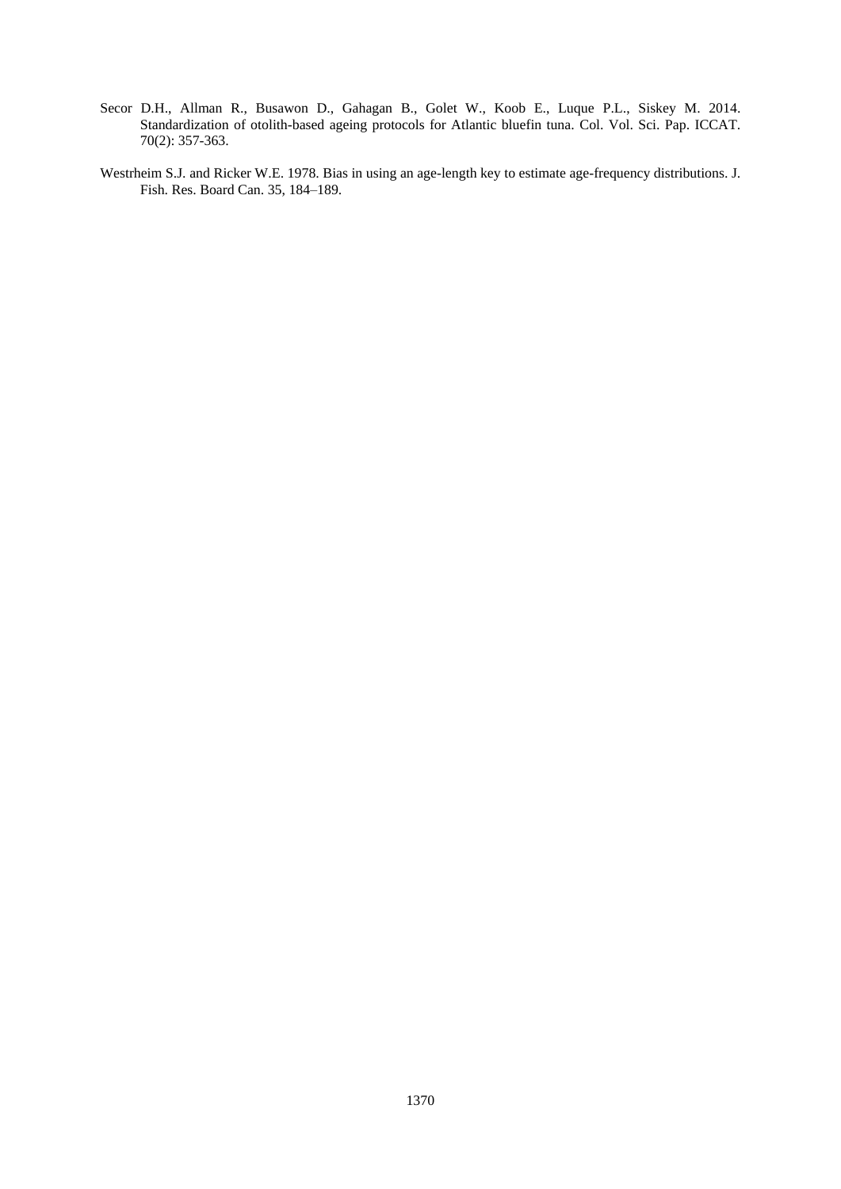Secor D.H., Allman R., Busawon D., Gahagan B., Golet W., Koob E., Luque P.L., Siskey M. 2014. Standardization of otolith-based ageing protocols for Atlantic bluefin tuna. Col. Vol. Sci. Pap. ICCAT. 70(2): 357-363.

Westrheim S.J. and Ricker W.E. 1978. Bias in using an age-length key to estimate age-frequency distributions. J. Fish. Res. Board Can. 35, 184–189.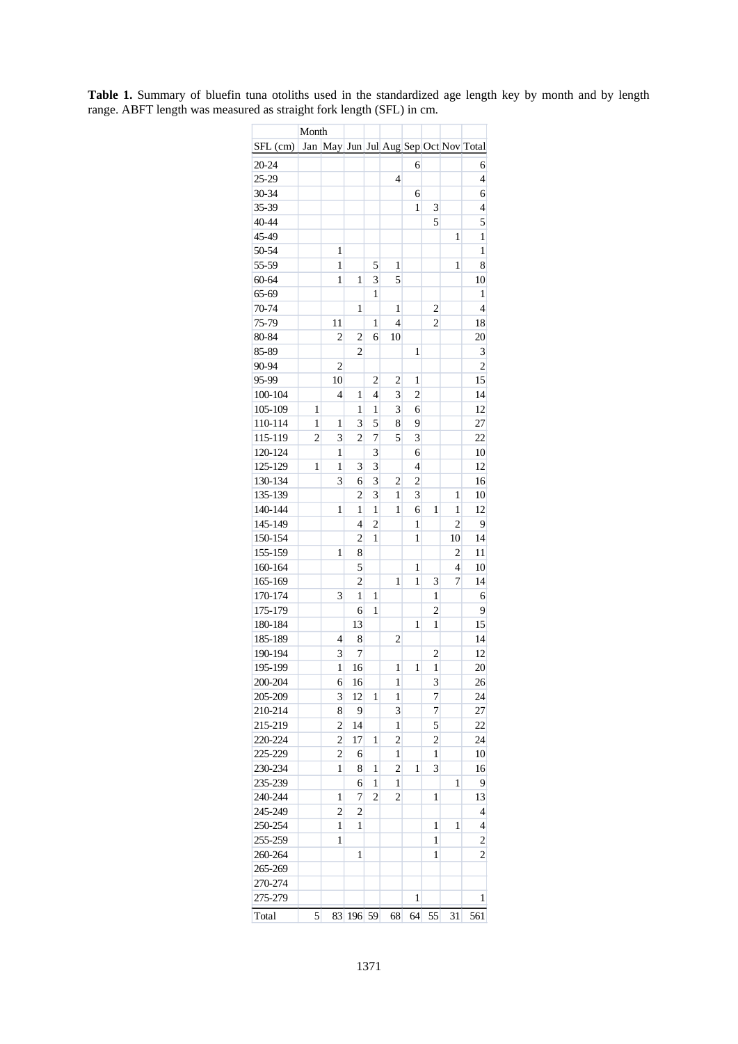**Table 1.** Summary of bluefin tuna otoliths used in the standardized age length key by month and by length range. ABFT length was measured as straight fork length (SFL) in cm.

| | Month | | | | | | | | |
|---|---|---|---|---|---|---|---|---|---|
| SFL (cm) | Jan | May | Jun | Jul | Aug | Sep | Oct | Nov | Total |
| 20-24 | | | | | | 6 | | | 6 |
| 25-29 | | | | | 4 | | | | 4 |
| 30-34 | | | | | | 6 | | | 6 |
| 35-39 | | | | | | 1 | 3 | | 4 |
| 40-44 | | | | | | | 5 | | 5 |
| 45-49 | | | | | | | | 1 | 1 |
| 50-54 | | 1 | | | | | | | 1 |
| 55-59 | | 1 | | 5 | 1 | | | 1 | 8 |
| 60-64 | | 1 | 1 | 3 | 5 | | | | 10 |
| 65-69 | | | | 1 | | | | | 1 |
| 70-74 | | | 1 | | 1 | | 2 | | 4 |
| 75-79 | | 11 | | 1 | 4 | | 2 | | 18 |
| 80-84 | | 2 | 2 | 6 | 10 | | | | 20 |
| 85-89 | | | 2 | | | 1 | | | 3 |
| 90-94 | | 2 | | | | | | | 2 |
| 95-99 | | 10 | | 2 | 2 | 1 | | | 15 |
| 100-104 | | 4 | 1 | 4 | 3 | 2 | | | 14 |
| 105-109 | 1 | | 1 | 1 | 3 | 6 | | | 12 |
| 110-114 | 1 | 1 | 3 | 5 | 8 | 9 | | | 27 |
| 115-119 | 2 | 3 | 2 | 7 | 5 | 3 | | | 22 |
| 120-124 | | 1 | | 3 | | 6 | | | 10 |
| 125-129 | 1 | 1 | 3 | 3 | | 4 | | | 12 |
| 130-134 | | 3 | 6 | 3 | 2 | 2 | | | 16 |
| 135-139 | | | 2 | 3 | 1 | 3 | | 1 | 10 |
| 140-144 | | 1 | 1 | 1 | 1 | 6 | 1 | 1 | 12 |
| 145-149 | | | 4 | 2 | | 1 | | 2 | 9 |
| 150-154 | | | 2 | 1 | | 1 | | 10 | 14 |
| 155-159 | | 1 | 8 | | | | | 2 | 11 |
| 160-164 | | | 5 | | | 1 | | 4 | 10 |
| 165-169 | | | 2 | | 1 | 1 | 3 | 7 | 14 |
| 170-174 | | 3 | 1 | 1 | | | 1 | | 6 |
| 175-179 | | | 6 | 1 | | | 2 | | 9 |
| 180-184 | | | 13 | | | 1 | 1 | | 15 |
| 185-189 | | 4 | 8 | | 2 | | | | 14 |
| 190-194 | | 3 | 7 | | | | 2 | | 12 |
| 195-199 | | 1 | 16 | | 1 | 1 | 1 | | 20 |
| 200-204 | | 6 | 16 | | 1 | | 3 | | 26 |
| 205-209 | | 3 | 12 | 1 | 1 | | 7 | | 24 |
| 210-214 | | 8 | 9 | | 3 | | 7 | | 27 |
| 215-219 | | 2 | 14 | | 1 | | 5 | | 22 |
| 220-224 | | 2 | 17 | 1 | 2 | | 2 | | 24 |
| 225-229 | | 2 | 6 | | 1 | | 1 | | 10 |
| 230-234 | | 1 | 8 | 1 | 2 | 1 | 3 | | 16 |
| 235-239 | | | 6 | 1 | 1 | | | 1 | 9 |
| 240-244 | | 1 | 7 | 2 | 2 | | 1 | | 13 |
| 245-249 | | 2 | 2 | | | | | | 4 |
| 250-254 | | 1 | 1 | | | | 1 | 1 | 4 |
| 255-259 | | 1 | | | | | 1 | | 2 |
| 260-264 | | | 1 | | | | 1 | | 2 |
| 265-269 | | | | | | | | | |
| 270-274 | | | | | | | | | |
| 275-279 | | | | | | 1 | | | 1 |
| Total | 5 | 83 | 196 | 59 | 68 | 64 | 55 | 31 | 561 |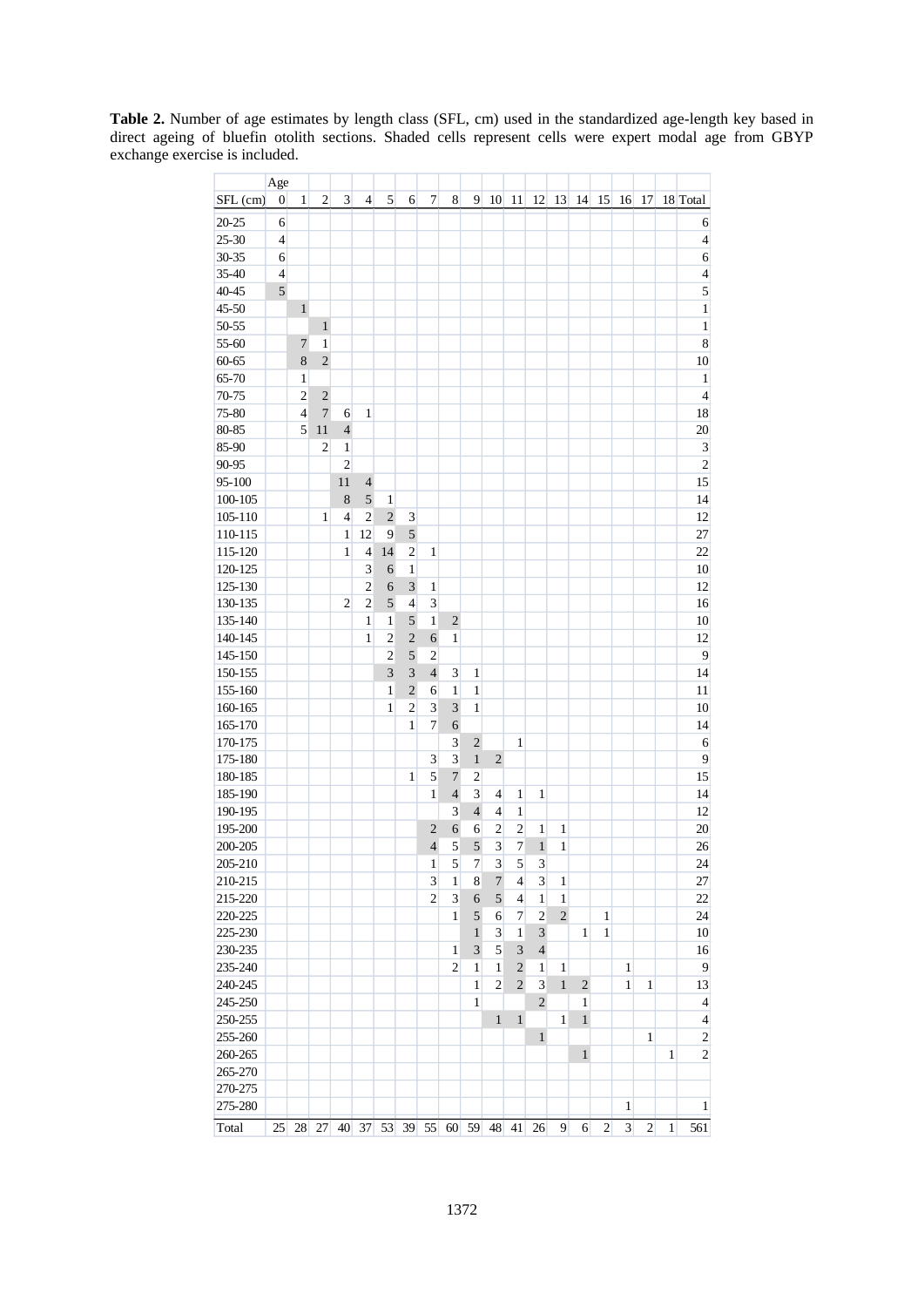**Table 2.** Number of age estimates by length class (SFL, cm) used in the standardized age-length key based in direct ageing of bluefin otolith sections. Shaded cells represent cells were expert modal age from GBYP exchange exercise is included.

| | Age | | | | | | | | | | | | | | | | | | | |
|---|---|---|---|---|---|---|---|---|---|---|---|---|---|---|---|---|---|---|---|---|
| SFL (cm) | 0 | 1 | 2 | 3 | 4 | 5 | 6 | 7 | 8 | 9 | 10 | 11 | 12 | 13 | 14 | 15 | 16 | 17 | 18 | Total |
| 20-25 | 6 | | | | | | | | | | | | | | | | | | | 6 |
| 25-30 | 4 | | | | | | | | | | | | | | | | | | | 4 |
| 30-35 | 6 | | | | | | | | | | | | | | | | | | | 6 |
| 35-40 | 4 | | | | | | | | | | | | | | | | | | | 4 |
| 40-45 | 5 | | | | | | | | | | | | | | | | | | | 5 |
| 45-50 | | 1 | | | | | | | | | | | | | | | | | | 1 |
| 50-55 | | | 1 | | | | | | | | | | | | | | | | | 1 |
| 55-60 | | 7 | 1 | | | | | | | | | | | | | | | | | 8 |
| 60-65 | | 8 | 2 | | | | | | | | | | | | | | | | | 10 |
| 65-70 | | 1 | | | | | | | | | | | | | | | | | | 1 |
| 70-75 | | 2 | 2 | | | | | | | | | | | | | | | | | 4 |
| 75-80 | | 4 | 7 | 6 | 1 | | | | | | | | | | | | | | | 18 |
| 80-85 | | 5 | 11 | 4 | | | | | | | | | | | | | | | | 20 |
| 85-90 | | | 2 | 1 | | | | | | | | | | | | | | | | 3 |
| 90-95 | | | | 2 | | | | | | | | | | | | | | | | 2 |
| 95-100 | | | | 11 | 4 | | | | | | | | | | | | | | | 15 |
| 100-105 | | | | 8 | 5 | 1 | | | | | | | | | | | | | | 14 |
| 105-110 | | | 1 | 4 | 2 | 2 | 3 | | | | | | | | | | | | | 12 |
| 110-115 | | | | 1 | 12 | 9 | 5 | | | | | | | | | | | | | 27 |
| 115-120 | | | | 1 | 4 | 14 | 2 | 1 | | | | | | | | | | | | 22 |
| 120-125 | | | | | 3 | 6 | 1 | | | | | | | | | | | | | 10 |
| 125-130 | | | | | 2 | 6 | 3 | 1 | | | | | | | | | | | | 12 |
| 130-135 | | | | 2 | 2 | 5 | 4 | 3 | | | | | | | | | | | | 16 |
| 135-140 | | | | | 1 | 1 | 5 | 1 | 2 | | | | | | | | | | | 10 |
| 140-145 | | | | | 1 | 2 | 2 | 6 | 1 | | | | | | | | | | | 12 |
| 145-150 | | | | | | 2 | 5 | 2 | | | | | | | | | | | | 9 |
| 150-155 | | | | | | 3 | 3 | 4 | 3 | 1 | | | | | | | | | | 14 |
| 155-160 | | | | | | 1 | 2 | 6 | 1 | 1 | | | | | | | | | | 11 |
| 160-165 | | | | | | 1 | 2 | 3 | 3 | 1 | | | | | | | | | | 10 |
| 165-170 | | | | | | | 1 | 7 | 6 | | | | | | | | | | | 14 |
| 170-175 | | | | | | | | | 3 | 2 | | 1 | | | | | | | | 6 |
| 175-180 | | | | | | | | 3 | 3 | 1 | 2 | | | | | | | | | 9 |
| 180-185 | | | | | | | 1 | 5 | 7 | 2 | | | | | | | | | | 15 |
| 185-190 | | | | | | | | 1 | 4 | 3 | 4 | 1 | 1 | | | | | | | 14 |
| 190-195 | | | | | | | | | 3 | 4 | 4 | 1 | | | | | | | | 12 |
| 195-200 | | | | | | | | 2 | 6 | 6 | 2 | 2 | 1 | 1 | | | | | | 20 |
| 200-205 | | | | | | | | 4 | 5 | 5 | 3 | 7 | 1 | 1 | | | | | | 26 |
| 205-210 | | | | | | | | 1 | 5 | 7 | 3 | 5 | 3 | | | | | | | 24 |
| 210-215 | | | | | | | | 3 | 1 | 8 | 7 | 4 | 3 | 1 | | | | | | 27 |
| 215-220 | | | | | | | | 2 | 3 | 6 | 5 | 4 | 1 | 1 | | | | | | 22 |
| 220-225 | | | | | | | | | 1 | 5 | 6 | 7 | 2 | 2 | | 1 | | | | 24 |
| 225-230 | | | | | | | | | | 1 | 3 | 1 | 3 | | 1 | 1 | | | | 10 |
| 230-235 | | | | | | | | | 1 | 3 | 5 | 3 | 4 | | | | | | | 16 |
| 235-240 | | | | | | | | | 2 | 1 | 1 | 2 | 1 | 1 | | | 1 | | | 9 |
| 240-245 | | | | | | | | | | 1 | 2 | 2 | 3 | 1 | 2 | | 1 | 1 | | 13 |
| 245-250 | | | | | | | | | | 1 | | | 2 | | 1 | | | | | 4 |
| 250-255 | | | | | | | | | | | 1 | 1 | | 1 | 1 | | | | | 4 |
| 255-260 | | | | | | | | | | | | | 1 | | | | | 1 | | 2 |
| 260-265 | | | | | | | | | | | | | | | 1 | | | | 1 | 2 |
| 265-270 | | | | | | | | | | | | | | | | | | | | |
| 270-275 | | | | | | | | | | | | | | | | | | | | |
| 275-280 | | | | | | | | | | | | | | | | | 1 | | | 1 |
| Total | 25 | 28 | 27 | 40 | 37 | 53 | 39 | 55 | 60 | 59 | 48 | 41 | 26 | 9 | 6 | 2 | 3 | 2 | 1 | 561 |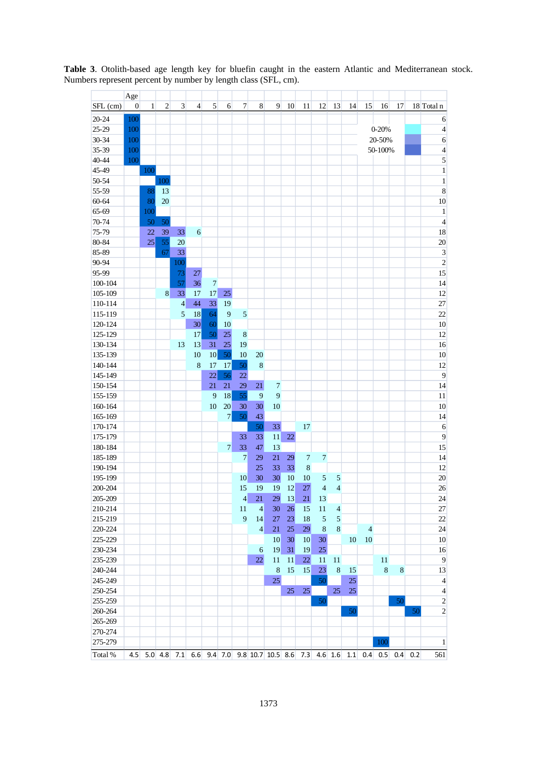**Table 3**. Otolith-based age length key for bluefin caught in the eastern Atlantic and Mediterranean stock. Numbers represent percent by number by length class (SFL, cm).

| | Age | | | | | | | | | | | | | | | | | | | |
|---|---|---|---|---|---|---|---|---|---|---|---|---|---|---|---|---|---|---|---|---|
| SFL (cm) | 0 | 1 | 2 | 3 | 4 | 5 | 6 | 7 | 8 | 9 | 10 | 11 | 12 | 13 | 14 | 15 | 16 | 17 | 18 | Total n |
| 20-24 | 100 | | | | | | | | | | | | | | | | | | | 6 |
| 25-29 | 100 | | | | | | | | | | | | | | | | | | | 4 |
| 30-34 | 100 | | | | | | | | | | | | | | | | | | | 6 |
| 35-39 | 100 | | | | | | | | | | | | | | | | | | | 4 |
| 40-44 | 100 | | | | | | | | | | | | | | | | | | | 5 |
| 45-49 | | 100 | | | | | | | | | | | | | | | | | | 1 |
| 50-54 | | | 100 | | | | | | | | | | | | | | | | | 1 |
| 55-59 | | 88 | 13 | | | | | | | | | | | | | | | | | 8 |
| 60-64 | | 80 | 20 | | | | | | | | | | | | | | | | | 10 |
| 65-69 | | 100 | | | | | | | | | | | | | | | | | | 1 |
| 70-74 | | 50 | 50 | | | | | | | | | | | | | | | | | 4 |
| 75-79 | | 22 | 39 | 33 | 6 | | | | | | | | | | | | | | | 18 |
| 80-84 | | 25 | 55 | 20 | | | | | | | | | | | | | | | | 20 |
| 85-89 | | | 67 | 33 | | | | | | | | | | | | | | | | 3 |
| 90-94 | | | | 100 | | | | | | | | | | | | | | | | 2 |
| 95-99 | | | | 73 | 27 | | | | | | | | | | | | | | | 15 |
| 100-104 | | | | 57 | 36 | 7 | | | | | | | | | | | | | | 14 |
| 105-109 | | | 8 | 33 | 17 | 17 | 25 | | | | | | | | | | | | | 12 |
| 110-114 | | | | 4 | 44 | 33 | 19 | | | | | | | | | | | | | 27 |
| 115-119 | | | | 5 | 18 | 64 | 9 | 5 | | | | | | | | | | | | 22 |
| 120-124 | | | | | 30 | 60 | 10 | | | | | | | | | | | | | 10 |
| 125-129 | | | | | 17 | 50 | 25 | 8 | | | | | | | | | | | | 12 |
| 130-134 | | | | 13 | 13 | 31 | 25 | 19 | | | | | | | | | | | | 16 |
| 135-139 | | | | | 10 | 10 | 50 | 10 | 20 | | | | | | | | | | | 10 |
| 140-144 | | | | | 8 | 17 | 17 | 50 | 8 | | | | | | | | | | | 12 |
| 145-149 | | | | | | 22 | 56 | 22 | | | | | | | | | | | | 9 |
| 150-154 | | | | | | 21 | 21 | 29 | 21 | 7 | | | | | | | | | | 14 |
| 155-159 | | | | | | 9 | 18 | 55 | 9 | 9 | | | | | | | | | | 11 |
| 160-164 | | | | | | 10 | 20 | 30 | 30 | 10 | | | | | | | | | | 10 |
| 165-169 | | | | | | | 7 | 50 | 43 | | | | | | | | | | | 14 |
| 170-174 | | | | | | | | | 50 | 33 | | 17 | | | | | | | | 6 |
| 175-179 | | | | | | | | 33 | 33 | 11 | 22 | | | | | | | | | 9 |
| 180-184 | | | | | | | 7 | 33 | 47 | 13 | | | | | | | | | | 15 |
| 185-189 | | | | | | | | 7 | 29 | 21 | 29 | 7 | 7 | | | | | | | 14 |
| 190-194 | | | | | | | | | 25 | 33 | 33 | 8 | | | | | | | | 12 |
| 195-199 | | | | | | | | 10 | 30 | 30 | 10 | 10 | 5 | 5 | | | | | | 20 |
| 200-204 | | | | | | | | 15 | 19 | 19 | 12 | 27 | 4 | 4 | | | | | | 26 |
| 205-209 | | | | | | | | 4 | 21 | 29 | 13 | 21 | 13 | | | | | | | 24 |
| 210-214 | | | | | | | | 11 | 4 | 30 | 26 | 15 | 11 | 4 | | | | | | 27 |
| 215-219 | | | | | | | | 9 | 14 | 27 | 23 | 18 | 5 | 5 | | | | | | 22 |
| 220-224 | | | | | | | | | 4 | 21 | 25 | 29 | 8 | 8 | | 4 | | | | 24 |
| 225-229 | | | | | | | | | | 10 | 30 | 10 | 30 | | 10 | 10 | | | | 10 |
| 230-234 | | | | | | | | | 6 | 19 | 31 | 19 | 25 | | | | | | | 16 |
| 235-239 | | | | | | | | | 22 | 11 | 11 | 22 | 11 | 11 | | | 11 | | | 9 |
| 240-244 | | | | | | | | | | 8 | 15 | 15 | 23 | 8 | 15 | | 8 | 8 | | 13 |
| 245-249 | | | | | | | | | | 25 | | | 50 | | 25 | | | | | 4 |
| 250-254 | | | | | | | | | | | 25 | 25 | | 25 | 25 | | | | | 4 |
| 255-259 | | | | | | | | | | | | | 50 | | | | | 50 | | 2 |
| 260-264 | | | | | | | | | | | | | | | 50 | | | | 50 | 2 |
| 265-269 | | | | | | | | | | | | | | | | | | | | |
| 270-274 | | | | | | | | | | | | | | | | | | | | |
| 275-279 | | | | | | | | | | | | | | | | | 100 | | | 1 |
| Total % | 4.5 | 5.0 | 4.8 | 7.1 | 6.6 | 9.4 | 7.0 | 9.8 | 10.7 | 10.5 | 8.6 | 7.3 | 4.6 | 1.6 | 1.1 | 0.4 | 0.5 | 0.4 | 0.2 | 561 |

Shading legend: 0-20%; 20-50%; 50-100%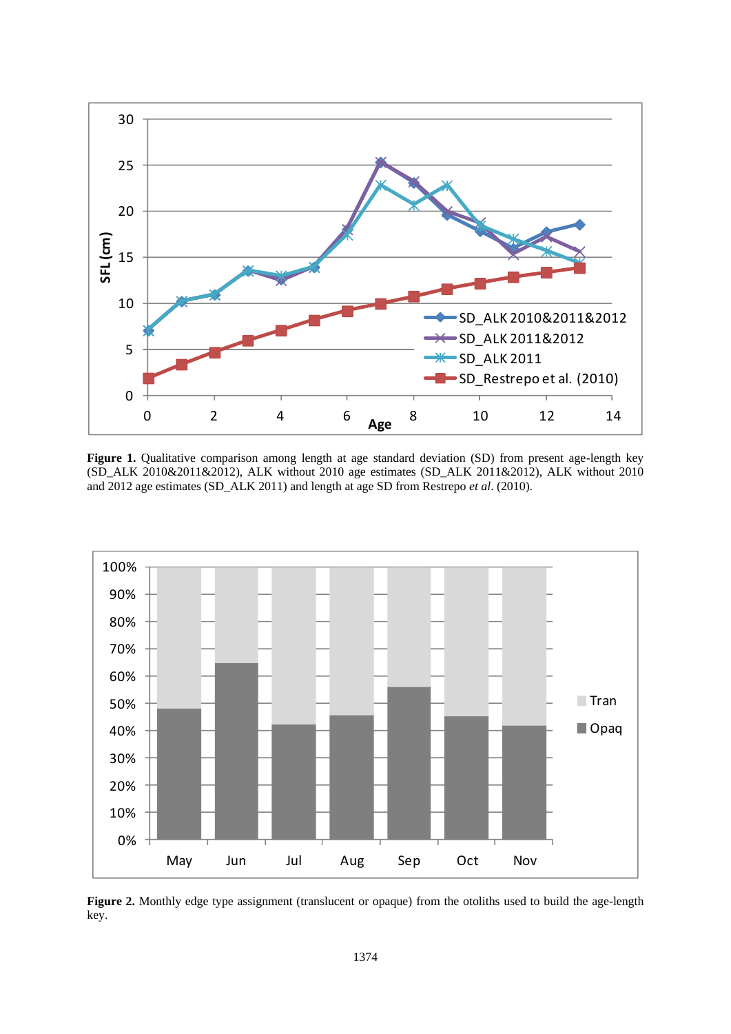**Figure 1.** Qualitative comparison among length at age standard deviation (SD) from present age-length key (SD_ALK 2010&2011&2012), ALK without 2010 age estimates (SD_ALK 2011&2012), ALK without 2010 and 2012 age estimates (SD_ALK 2011) and length at age SD from Restrepo *et al*. (2010).

**Figure 2.** Monthly edge type assignment (translucent or opaque) from the otoliths used to build the age-length key.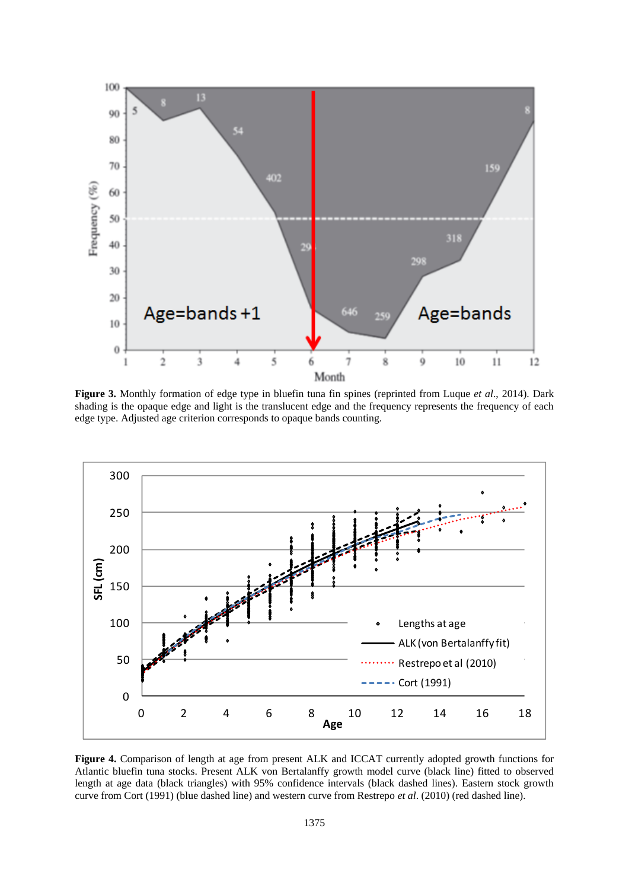100
90
80
70
60
50
40
30
20
10
0

Frequency (%)

5
8
13
54
402
29
646
259
298
318
159
8

Age=bands +1

Age=bands

1 2 3 4 5 6 7 8 9 10 11 12

Month

**Figure 3.** Monthly formation of edge type in bluefin tuna fin spines (reprinted from Luque *et al*., 2014). Dark shading is the opaque edge and light is the translucent edge and the frequency represents the frequency of each edge type. Adjusted age criterion corresponds to opaque bands counting.

300
250
200
150
100
50
0

SFL (cm)

0 2 4 6 8 10 12 14 16 18

Age

Lengths at age
ALK (von Bertalanffy fit)
Restrepo et al (2010)
Cort (1991)

**Figure 4.** Comparison of length at age from present ALK and ICCAT currently adopted growth functions for Atlantic bluefin tuna stocks. Present ALK von Bertalanffy growth model curve (black line) fitted to observed length at age data (black triangles) with 95% confidence intervals (black dashed lines). Eastern stock growth curve from Cort (1991) (blue dashed line) and western curve from Restrepo *et al*. (2010) (red dashed line).